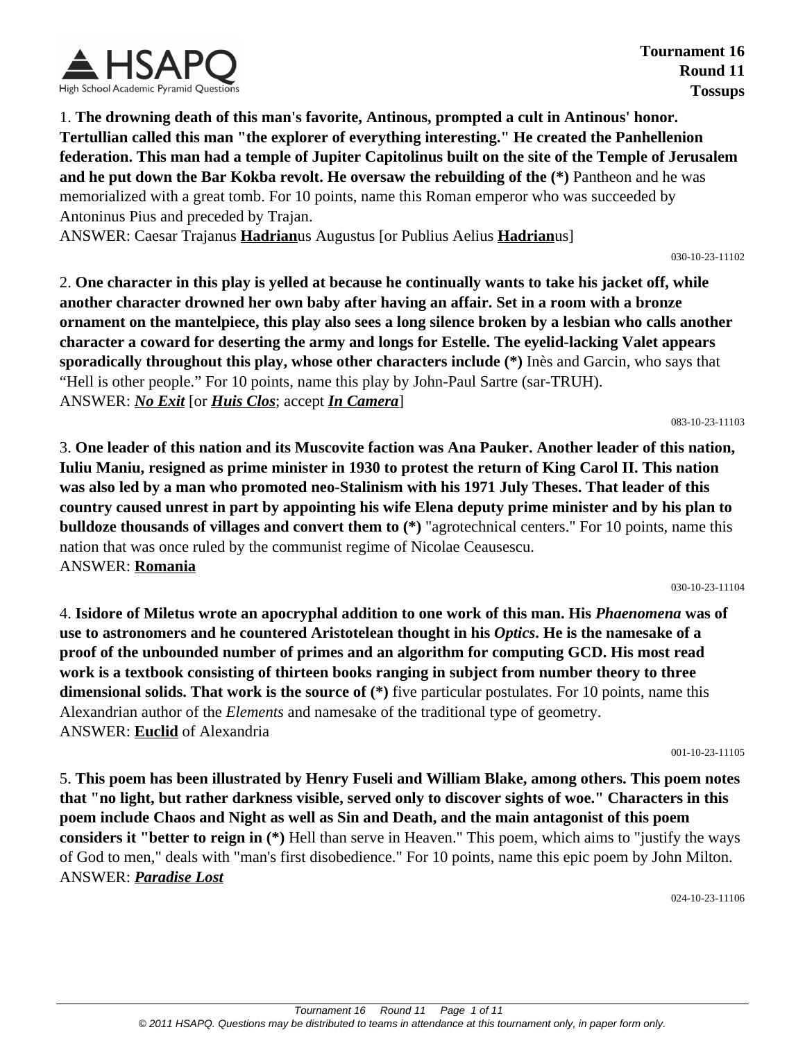**Tournament 16**
**Round 11**
**Tossups**

1. **The drowning death of this man's favorite, Antinous, prompted a cult in Antinous' honor. Tertullian called this man "the explorer of everything interesting." He created the Panhellenion federation. This man had a temple of Jupiter Capitolinus built on the site of the Temple of Jerusalem and he put down the Bar Kokba revolt. He oversaw the rebuilding of the (*)** Pantheon and he was memorialized with a great tomb. For 10 points, name this Roman emperor who was succeeded by Antoninus Pius and preceded by Trajan.
ANSWER: Caesar Trajanus **Hadrian**us Augustus [or Publius Aelius **Hadrian**us]

030-10-23-11102

2. **One character in this play is yelled at because he continually wants to take his jacket off, while another character drowned her own baby after having an affair. Set in a room with a bronze ornament on the mantelpiece, this play also sees a long silence broken by a lesbian who calls another character a coward for deserting the army and longs for Estelle. The eyelid-lacking Valet appears sporadically throughout this play, whose other characters include (*)** Inès and Garcin, who says that "Hell is other people." For 10 points, name this play by John-Paul Sartre (sar-TRUH).
ANSWER: ***No Exit*** [or ***Huis Clos***; accept ***In Camera***]

083-10-23-11103

3. **One leader of this nation and its Muscovite faction was Ana Pauker. Another leader of this nation, Iuliu Maniu, resigned as prime minister in 1930 to protest the return of King Carol II. This nation was also led by a man who promoted neo-Stalinism with his 1971 July Theses. That leader of this country caused unrest in part by appointing his wife Elena deputy prime minister and by his plan to bulldoze thousands of villages and convert them to (*)** "agrotechnical centers." For 10 points, name this nation that was once ruled by the communist regime of Nicolae Ceausescu.
ANSWER: **Romania**

030-10-23-11104

4. **Isidore of Miletus wrote an apocryphal addition to one work of this man. His *Phaenomena* was of use to astronomers and he countered Aristotelean thought in his *Optics*. He is the namesake of a proof of the unbounded number of primes and an algorithm for computing GCD. His most read work is a textbook consisting of thirteen books ranging in subject from number theory to three dimensional solids. That work is the source of (*)** five particular postulates. For 10 points, name this Alexandrian author of the *Elements* and namesake of the traditional type of geometry.
ANSWER: **Euclid** of Alexandria

001-10-23-11105

5. **This poem has been illustrated by Henry Fuseli and William Blake, among others. This poem notes that "no light, but rather darkness visible, served only to discover sights of woe." Characters in this poem include Chaos and Night as well as Sin and Death, and the main antagonist of this poem considers it "better to reign in (*)** Hell than serve in Heaven." This poem, which aims to "justify the ways of God to men," deals with "man's first disobedience." For 10 points, name this epic poem by John Milton.
ANSWER: ***Paradise Lost***

024-10-23-11106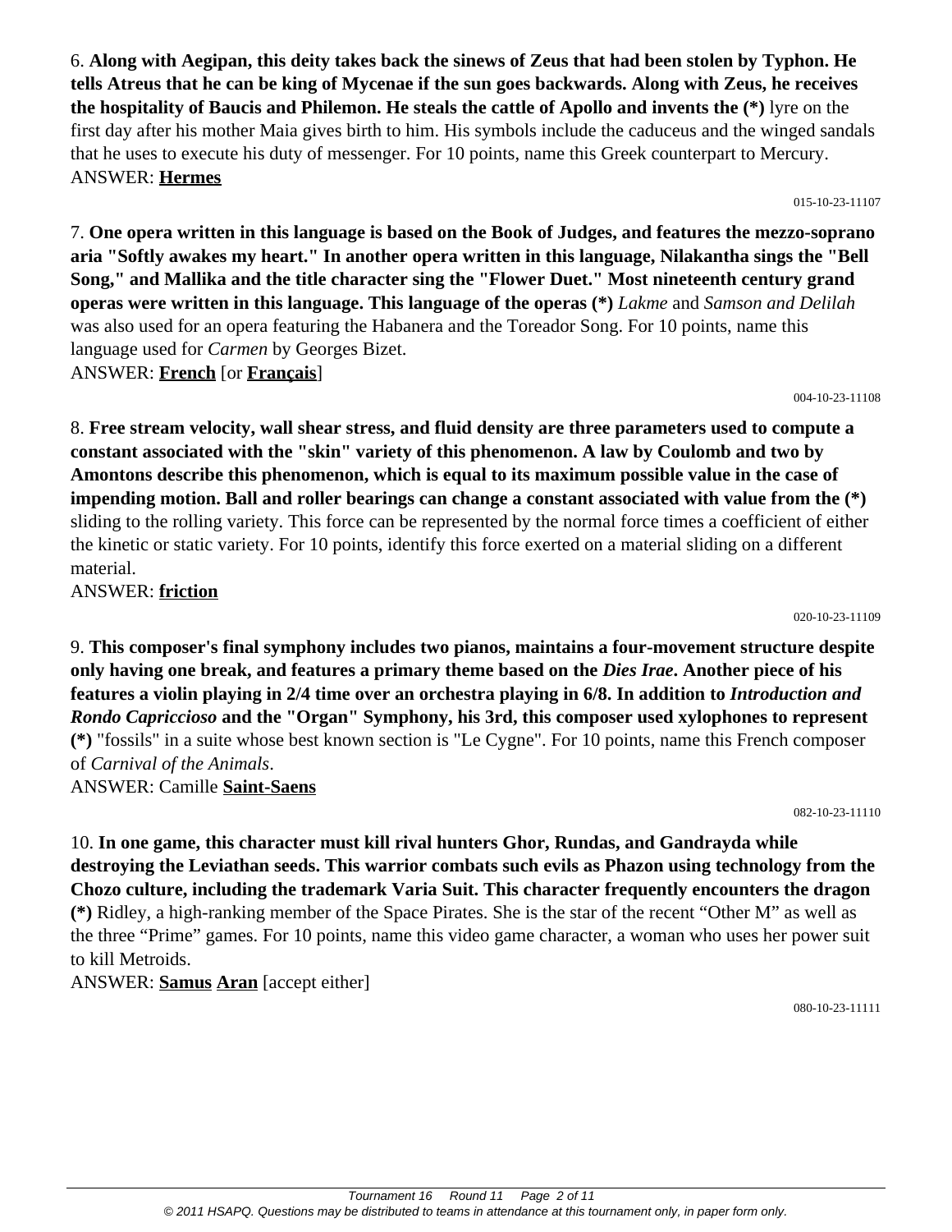6. **Along with Aegipan, this deity takes back the sinews of Zeus that had been stolen by Typhon. He tells Atreus that he can be king of Mycenae if the sun goes backwards. Along with Zeus, he receives the hospitality of Baucis and Philemon. He steals the cattle of Apollo and invents the (*)** lyre on the first day after his mother Maia gives birth to him. His symbols include the caduceus and the winged sandals that he uses to execute his duty of messenger. For 10 points, name this Greek counterpart to Mercury.
ANSWER: **Hermes**

015-10-23-11107

7. **One opera written in this language is based on the Book of Judges, and features the mezzo-soprano aria "Softly awakes my heart." In another opera written in this language, Nilakantha sings the "Bell Song," and Mallika and the title character sing the "Flower Duet." Most nineteenth century grand operas were written in this language. This language of the operas (*)** *Lakme* and *Samson and Delilah* was also used for an opera featuring the Habanera and the Toreador Song. For 10 points, name this language used for *Carmen* by Georges Bizet.
ANSWER: **French** [or **Français**]

004-10-23-11108

8. **Free stream velocity, wall shear stress, and fluid density are three parameters used to compute a constant associated with the "skin" variety of this phenomenon. A law by Coulomb and two by Amontons describe this phenomenon, which is equal to its maximum possible value in the case of impending motion. Ball and roller bearings can change a constant associated with value from the (*)** sliding to the rolling variety. This force can be represented by the normal force times a coefficient of either the kinetic or static variety. For 10 points, identify this force exerted on a material sliding on a different material.
ANSWER: **friction**

020-10-23-11109

9. **This composer's final symphony includes two pianos, maintains a four-movement structure despite only having one break, and features a primary theme based on the *Dies Irae*. Another piece of his features a violin playing in 2/4 time over an orchestra playing in 6/8. In addition to *Introduction and Rondo Capriccioso* and the "Organ" Symphony, his 3rd, this composer used xylophones to represent (*)** "fossils" in a suite whose best known section is "Le Cygne". For 10 points, name this French composer of *Carnival of the Animals*.
ANSWER: Camille **Saint-Saens**

082-10-23-11110

10. **In one game, this character must kill rival hunters Ghor, Rundas, and Gandrayda while destroying the Leviathan seeds. This warrior combats such evils as Phazon using technology from the Chozo culture, including the trademark Varia Suit. This character frequently encounters the dragon (*)** Ridley, a high-ranking member of the Space Pirates. She is the star of the recent "Other M" as well as the three "Prime" games. For 10 points, name this video game character, a woman who uses her power suit to kill Metroids.
ANSWER: **Samus** **Aran** [accept either]

080-10-23-11111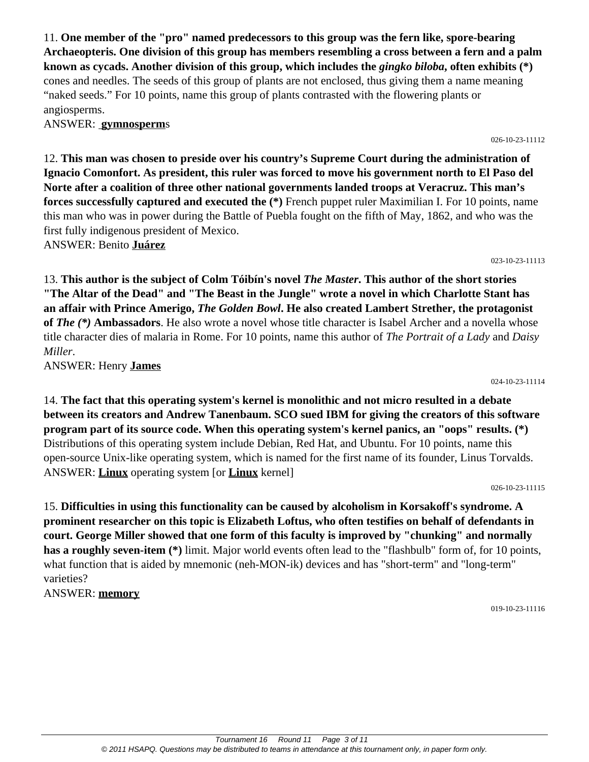11. **One member of the "pro" named predecessors to this group was the fern like, spore-bearing Archaeopteris. One division of this group has members resembling a cross between a fern and a palm known as cycads. Another division of this group, which includes the *gingko biloba*, often exhibits (*)** cones and needles. The seeds of this group of plants are not enclosed, thus giving them a name meaning "naked seeds." For 10 points, name this group of plants contrasted with the flowering plants or angiosperms.

ANSWER: **gymnosperm**s

026-10-23-11112

12. **This man was chosen to preside over his country's Supreme Court during the administration of Ignacio Comonfort. As president, this ruler was forced to move his government north to El Paso del Norte after a coalition of three other national governments landed troops at Veracruz. This man's forces successfully captured and executed the (*)** French puppet ruler Maximilian I. For 10 points, name this man who was in power during the Battle of Puebla fought on the fifth of May, 1862, and who was the first fully indigenous president of Mexico.

ANSWER: Benito **Juárez**

023-10-23-11113

13. **This author is the subject of Colm Tóibín's novel *The Master*. This author of the short stories "The Altar of the Dead" and "The Beast in the Jungle" wrote a novel in which Charlotte Stant has an affair with Prince Amerigo, *The Golden Bowl*. He also created Lambert Strether, the protagonist of *The (*)* Ambassadors**. He also wrote a novel whose title character is Isabel Archer and a novella whose title character dies of malaria in Rome. For 10 points, name this author of *The Portrait of a Lady* and *Daisy Miller*.

ANSWER: Henry **James**

024-10-23-11114

14. **The fact that this operating system's kernel is monolithic and not micro resulted in a debate between its creators and Andrew Tanenbaum. SCO sued IBM for giving the creators of this software program part of its source code. When this operating system's kernel panics, an "oops" results. (*)** Distributions of this operating system include Debian, Red Hat, and Ubuntu. For 10 points, name this open-source Unix-like operating system, which is named for the first name of its founder, Linus Torvalds.

ANSWER: **Linux** operating system [or **Linux** kernel]

026-10-23-11115

15. **Difficulties in using this functionality can be caused by alcoholism in Korsakoff's syndrome. A prominent researcher on this topic is Elizabeth Loftus, who often testifies on behalf of defendants in court. George Miller showed that one form of this faculty is improved by "chunking" and normally has a roughly seven-item (*)** limit. Major world events often lead to the "flashbulb" form of, for 10 points, what function that is aided by mnemonic (neh-MON-ik) devices and has "short-term" and "long-term" varieties?

ANSWER: **memory**

019-10-23-11116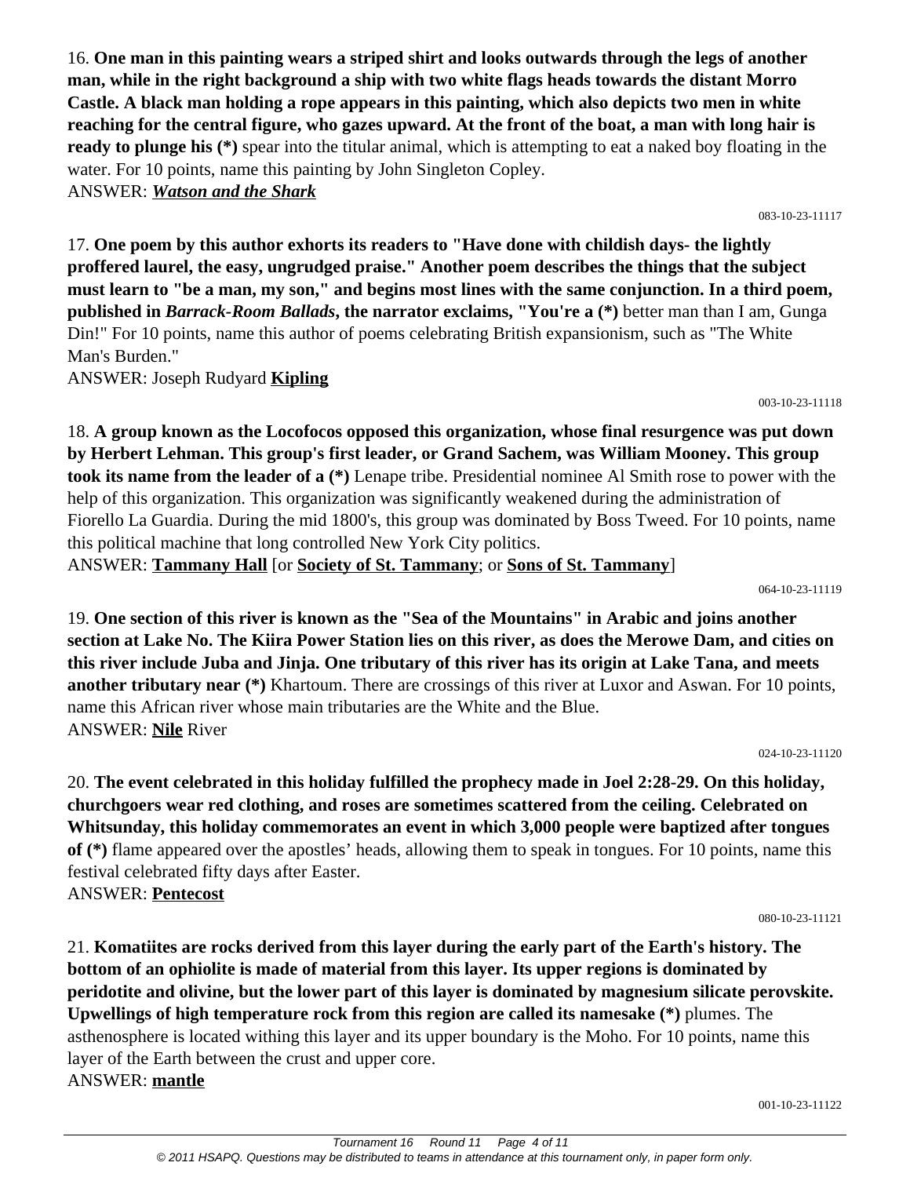16. **One man in this painting wears a striped shirt and looks outwards through the legs of another man, while in the right background a ship with two white flags heads towards the distant Morro Castle. A black man holding a rope appears in this painting, which also depicts two men in white reaching for the central figure, who gazes upward. At the front of the boat, a man with long hair is ready to plunge his (\*)** spear into the titular animal, which is attempting to eat a naked boy floating in the water. For 10 points, name this painting by John Singleton Copley.
ANSWER: ***Watson and the Shark***

083-10-23-11117

17. **One poem by this author exhorts its readers to "Have done with childish days- the lightly proffered laurel, the easy, ungrudged praise." Another poem describes the things that the subject must learn to "be a man, my son," and begins most lines with the same conjunction. In a third poem, published in *Barrack-Room Ballads*, the narrator exclaims, "You're a (\*)** better man than I am, Gunga Din!" For 10 points, name this author of poems celebrating British expansionism, such as "The White Man's Burden."
ANSWER: Joseph Rudyard **Kipling**

003-10-23-11118

18. **A group known as the Locofocos opposed this organization, whose final resurgence was put down by Herbert Lehman. This group's first leader, or Grand Sachem, was William Mooney. This group took its name from the leader of a (\*)** Lenape tribe. Presidential nominee Al Smith rose to power with the help of this organization. This organization was significantly weakened during the administration of Fiorello La Guardia. During the mid 1800's, this group was dominated by Boss Tweed. For 10 points, name this political machine that long controlled New York City politics.
ANSWER: **Tammany Hall** [or **Society of St. Tammany**; or **Sons of St. Tammany**]

064-10-23-11119

19. **One section of this river is known as the "Sea of the Mountains" in Arabic and joins another section at Lake No. The Kiira Power Station lies on this river, as does the Merowe Dam, and cities on this river include Juba and Jinja. One tributary of this river has its origin at Lake Tana, and meets another tributary near (\*)** Khartoum. There are crossings of this river at Luxor and Aswan. For 10 points, name this African river whose main tributaries are the White and the Blue.
ANSWER: **Nile** River

024-10-23-11120

20. **The event celebrated in this holiday fulfilled the prophecy made in Joel 2:28-29. On this holiday, churchgoers wear red clothing, and roses are sometimes scattered from the ceiling. Celebrated on Whitsunday, this holiday commemorates an event in which 3,000 people were baptized after tongues of (\*)** flame appeared over the apostles' heads, allowing them to speak in tongues. For 10 points, name this festival celebrated fifty days after Easter.
ANSWER: **Pentecost**

080-10-23-11121

21. **Komatiites are rocks derived from this layer during the early part of the Earth's history. The bottom of an ophiolite is made of material from this layer. Its upper regions is dominated by peridotite and olivine, but the lower part of this layer is dominated by magnesium silicate perovskite. Upwellings of high temperature rock from this region are called its namesake (\*)** plumes. The asthenosphere is located withing this layer and its upper boundary is the Moho. For 10 points, name this layer of the Earth between the crust and upper core.
ANSWER: **mantle**

001-10-23-11122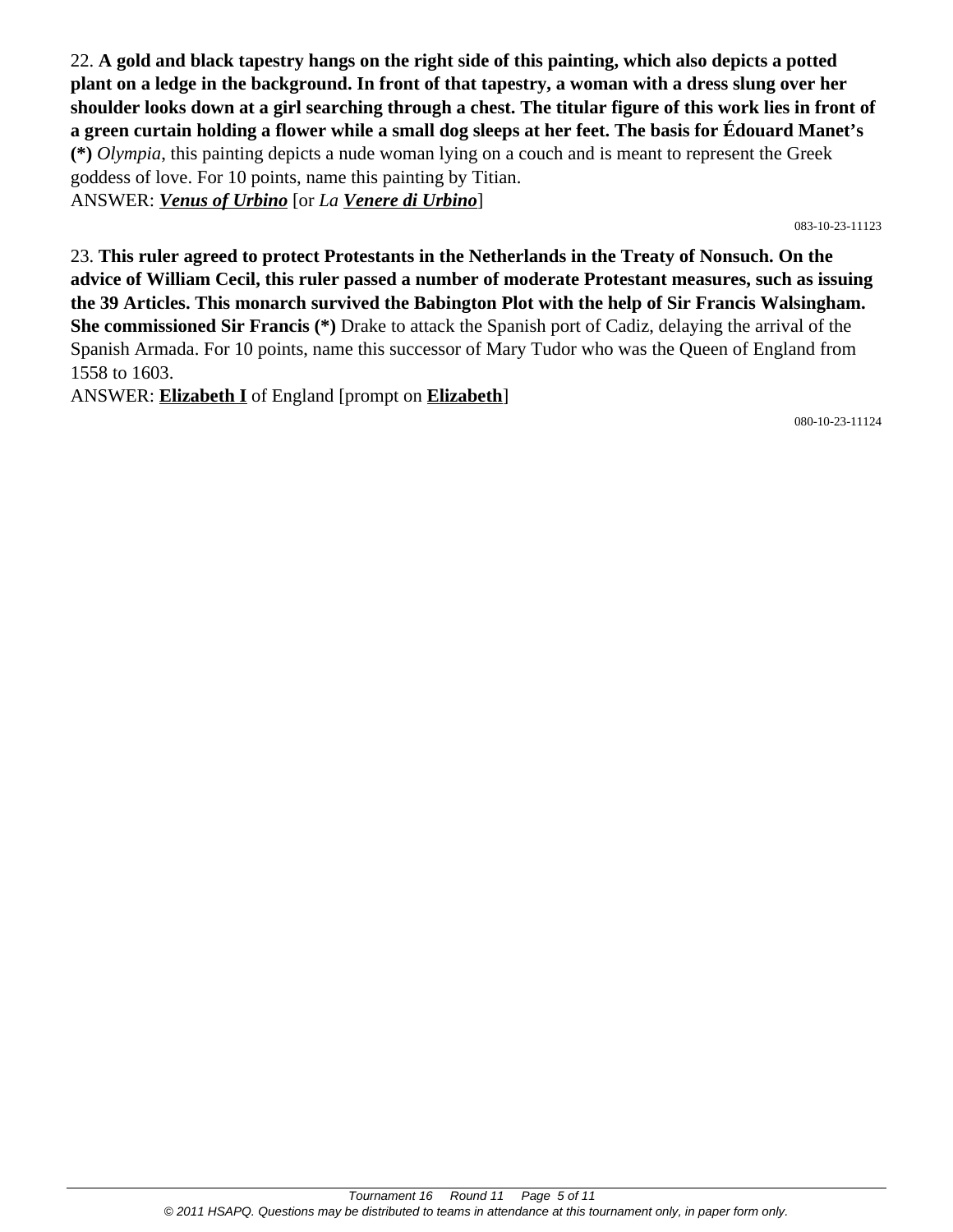22. **A gold and black tapestry hangs on the right side of this painting, which also depicts a potted plant on a ledge in the background. In front of that tapestry, a woman with a dress slung over her shoulder looks down at a girl searching through a chest. The titular figure of this work lies in front of a green curtain holding a flower while a small dog sleeps at her feet. The basis for Édouard Manet's (*)** *Olympia*, this painting depicts a nude woman lying on a couch and is meant to represent the Greek goddess of love. For 10 points, name this painting by Titian.
ANSWER: ***Venus of Urbino*** [or *La* ***Venere di Urbino***]

083-10-23-11123

23. **This ruler agreed to protect Protestants in the Netherlands in the Treaty of Nonsuch. On the advice of William Cecil, this ruler passed a number of moderate Protestant measures, such as issuing the 39 Articles. This monarch survived the Babington Plot with the help of Sir Francis Walsingham. She commissioned Sir Francis (*)** Drake to attack the Spanish port of Cadiz, delaying the arrival of the Spanish Armada. For 10 points, name this successor of Mary Tudor who was the Queen of England from 1558 to 1603.
ANSWER: **Elizabeth I** of England [prompt on **Elizabeth**]

080-10-23-11124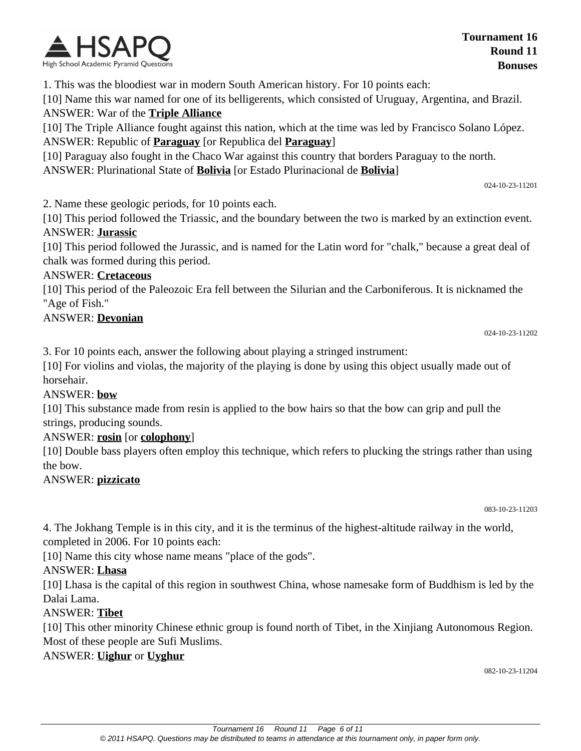1. This was the bloodiest war in modern South American history. For 10 points each:

[10] Name this war named for one of its belligerents, which consisted of Uruguay, Argentina, and Brazil.

ANSWER: War of the **Triple Alliance**

[10] The Triple Alliance fought against this nation, which at the time was led by Francisco Solano López.

ANSWER: Republic of **Paraguay** [or Republica del **Paraguay**]

[10] Paraguay also fought in the Chaco War against this country that borders Paraguay to the north.

ANSWER: Plurinational State of **Bolivia** [or Estado Plurinacional de **Bolivia**]

024-10-23-11201

2. Name these geologic periods, for 10 points each.

[10] This period followed the Triassic, and the boundary between the two is marked by an extinction event.

ANSWER: **Jurassic**

[10] This period followed the Jurassic, and is named for the Latin word for "chalk," because a great deal of chalk was formed during this period.

ANSWER: **Cretaceous**

[10] This period of the Paleozoic Era fell between the Silurian and the Carboniferous. It is nicknamed the "Age of Fish."

ANSWER: **Devonian**

024-10-23-11202

3. For 10 points each, answer the following about playing a stringed instrument:

[10] For violins and violas, the majority of the playing is done by using this object usually made out of horsehair.

ANSWER: **bow**

[10] This substance made from resin is applied to the bow hairs so that the bow can grip and pull the strings, producing sounds.

ANSWER: **rosin** [or **colophony**]

[10] Double bass players often employ this technique, which refers to plucking the strings rather than using the bow.

ANSWER: **pizzicato**

083-10-23-11203

4. The Jokhang Temple is in this city, and it is the terminus of the highest-altitude railway in the world, completed in 2006. For 10 points each:

[10] Name this city whose name means "place of the gods".

ANSWER: **Lhasa**

[10] Lhasa is the capital of this region in southwest China, whose namesake form of Buddhism is led by the Dalai Lama.

ANSWER: **Tibet**

[10] This other minority Chinese ethnic group is found north of Tibet, in the Xinjiang Autonomous Region. Most of these people are Sufi Muslims.

ANSWER: **Uighur** or **Uyghur**

082-10-23-11204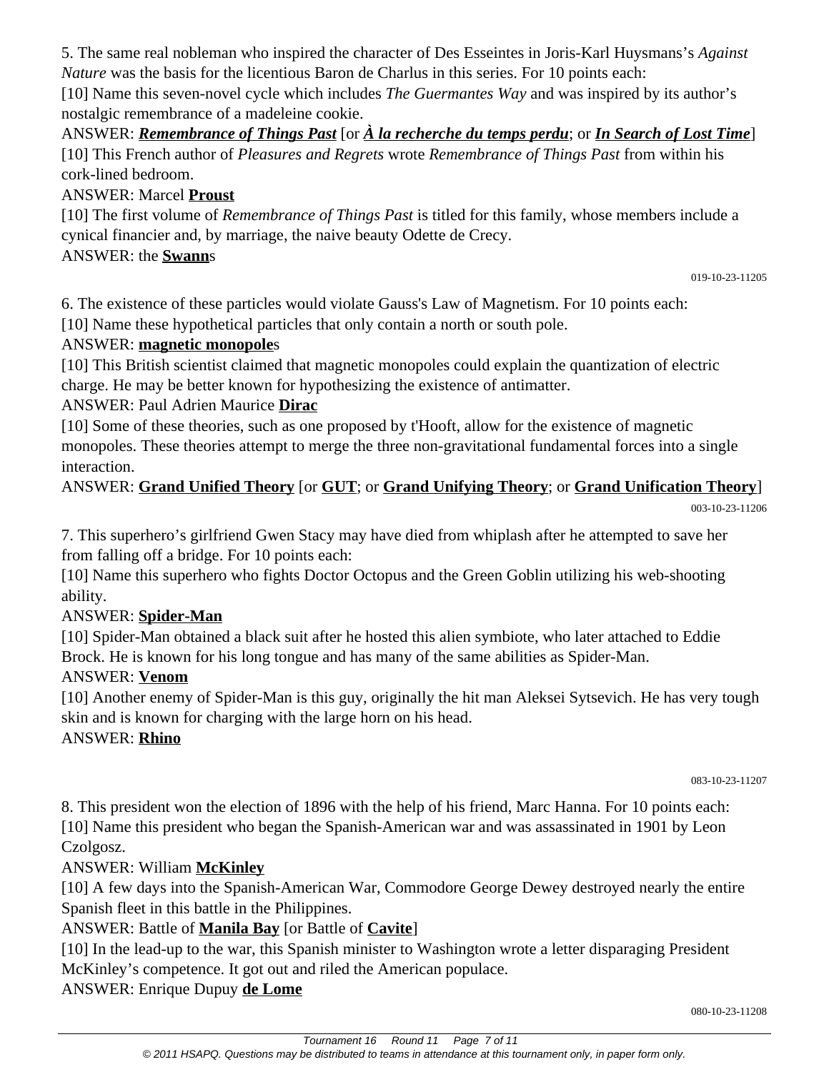5. The same real nobleman who inspired the character of Des Esseintes in Joris-Karl Huysmans's *Against Nature* was the basis for the licentious Baron de Charlus in this series. For 10 points each:

[10] Name this seven-novel cycle which includes *The Guermantes Way* and was inspired by its author's nostalgic remembrance of a madeleine cookie.

ANSWER: ***Remembrance of Things Past*** [or ***À la recherche du temps perdu***; or ***In Search of Lost Time***]

[10] This French author of *Pleasures and Regrets* wrote *Remembrance of Things Past* from within his cork-lined bedroom.

ANSWER: Marcel **Proust**

[10] The first volume of *Remembrance of Things Past* is titled for this family, whose members include a cynical financier and, by marriage, the naive beauty Odette de Crecy.

ANSWER: the **Swann**s

019-10-23-11205

6. The existence of these particles would violate Gauss's Law of Magnetism. For 10 points each:

[10] Name these hypothetical particles that only contain a north or south pole.

ANSWER: **magnetic monopole**s

[10] This British scientist claimed that magnetic monopoles could explain the quantization of electric charge. He may be better known for hypothesizing the existence of antimatter.

ANSWER: Paul Adrien Maurice **Dirac**

[10] Some of these theories, such as one proposed by t'Hooft, allow for the existence of magnetic monopoles. These theories attempt to merge the three non-gravitational fundamental forces into a single interaction.

ANSWER: **Grand Unified Theory** [or **GUT**; or **Grand Unifying Theory**; or **Grand Unification Theory**]

003-10-23-11206

7. This superhero's girlfriend Gwen Stacy may have died from whiplash after he attempted to save her from falling off a bridge. For 10 points each:

[10] Name this superhero who fights Doctor Octopus and the Green Goblin utilizing his web-shooting ability.

ANSWER: **Spider-Man**

[10] Spider-Man obtained a black suit after he hosted this alien symbiote, who later attached to Eddie Brock. He is known for his long tongue and has many of the same abilities as Spider-Man.

ANSWER: **Venom**

[10] Another enemy of Spider-Man is this guy, originally the hit man Aleksei Sytsevich. He has very tough skin and is known for charging with the large horn on his head.

ANSWER: **Rhino**

083-10-23-11207

8. This president won the election of 1896 with the help of his friend, Marc Hanna. For 10 points each:

[10] Name this president who began the Spanish-American war and was assassinated in 1901 by Leon Czolgosz.

ANSWER: William **McKinley**

[10] A few days into the Spanish-American War, Commodore George Dewey destroyed nearly the entire Spanish fleet in this battle in the Philippines.

ANSWER: Battle of **Manila Bay** [or Battle of **Cavite**]

[10] In the lead-up to the war, this Spanish minister to Washington wrote a letter disparaging President McKinley's competence. It got out and riled the American populace.

ANSWER: Enrique Dupuy **de Lome**

080-10-23-11208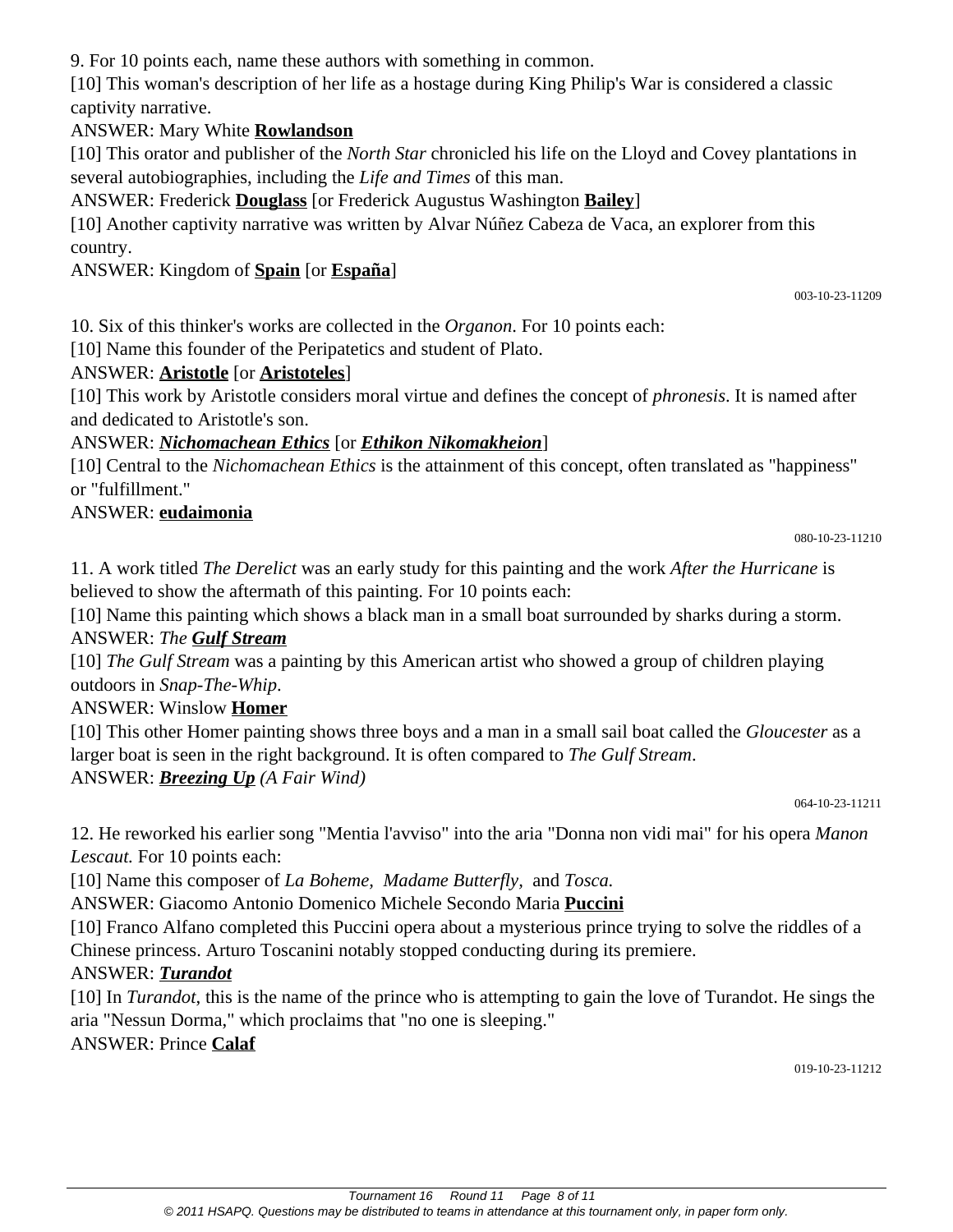9. For 10 points each, name these authors with something in common.

[10] This woman's description of her life as a hostage during King Philip's War is considered a classic captivity narrative.

ANSWER: Mary White **Rowlandson**

[10] This orator and publisher of the *North Star* chronicled his life on the Lloyd and Covey plantations in several autobiographies, including the *Life and Times* of this man.

ANSWER: Frederick **Douglass** [or Frederick Augustus Washington **Bailey**]

[10] Another captivity narrative was written by Alvar Núñez Cabeza de Vaca, an explorer from this country.

ANSWER: Kingdom of **Spain** [or **España**]

003-10-23-11209

10. Six of this thinker's works are collected in the *Organon*. For 10 points each:

[10] Name this founder of the Peripatetics and student of Plato.

ANSWER: **Aristotle** [or **Aristoteles**]

[10] This work by Aristotle considers moral virtue and defines the concept of *phronesis*. It is named after and dedicated to Aristotle's son.

ANSWER: ***Nichomachean Ethics*** [or ***Ethikon Nikomakheion***]

[10] Central to the *Nichomachean Ethics* is the attainment of this concept, often translated as "happiness" or "fulfillment."

ANSWER: **eudaimonia**

080-10-23-11210

11. A work titled *The Derelict* was an early study for this painting and the work *After the Hurricane* is believed to show the aftermath of this painting. For 10 points each:

[10] Name this painting which shows a black man in a small boat surrounded by sharks during a storm.

ANSWER: *The* ***Gulf Stream***

[10] *The Gulf Stream* was a painting by this American artist who showed a group of children playing outdoors in *Snap-The-Whip*.

ANSWER: Winslow **Homer**

[10] This other Homer painting shows three boys and a man in a small sail boat called the *Gloucester* as a larger boat is seen in the right background. It is often compared to *The Gulf Stream*.

ANSWER: ***Breezing Up*** *(A Fair Wind)*

064-10-23-11211

12. He reworked his earlier song "Mentia l'avviso" into the aria "Donna non vidi mai" for his opera *Manon Lescaut.* For 10 points each:

[10] Name this composer of *La Boheme, Madame Butterfly,* and *Tosca.*

ANSWER: Giacomo Antonio Domenico Michele Secondo Maria **Puccini**

[10] Franco Alfano completed this Puccini opera about a mysterious prince trying to solve the riddles of a Chinese princess. Arturo Toscanini notably stopped conducting during its premiere.

ANSWER: ***Turandot***

[10] In *Turandot*, this is the name of the prince who is attempting to gain the love of Turandot. He sings the aria "Nessun Dorma," which proclaims that "no one is sleeping."

ANSWER: Prince **Calaf**

019-10-23-11212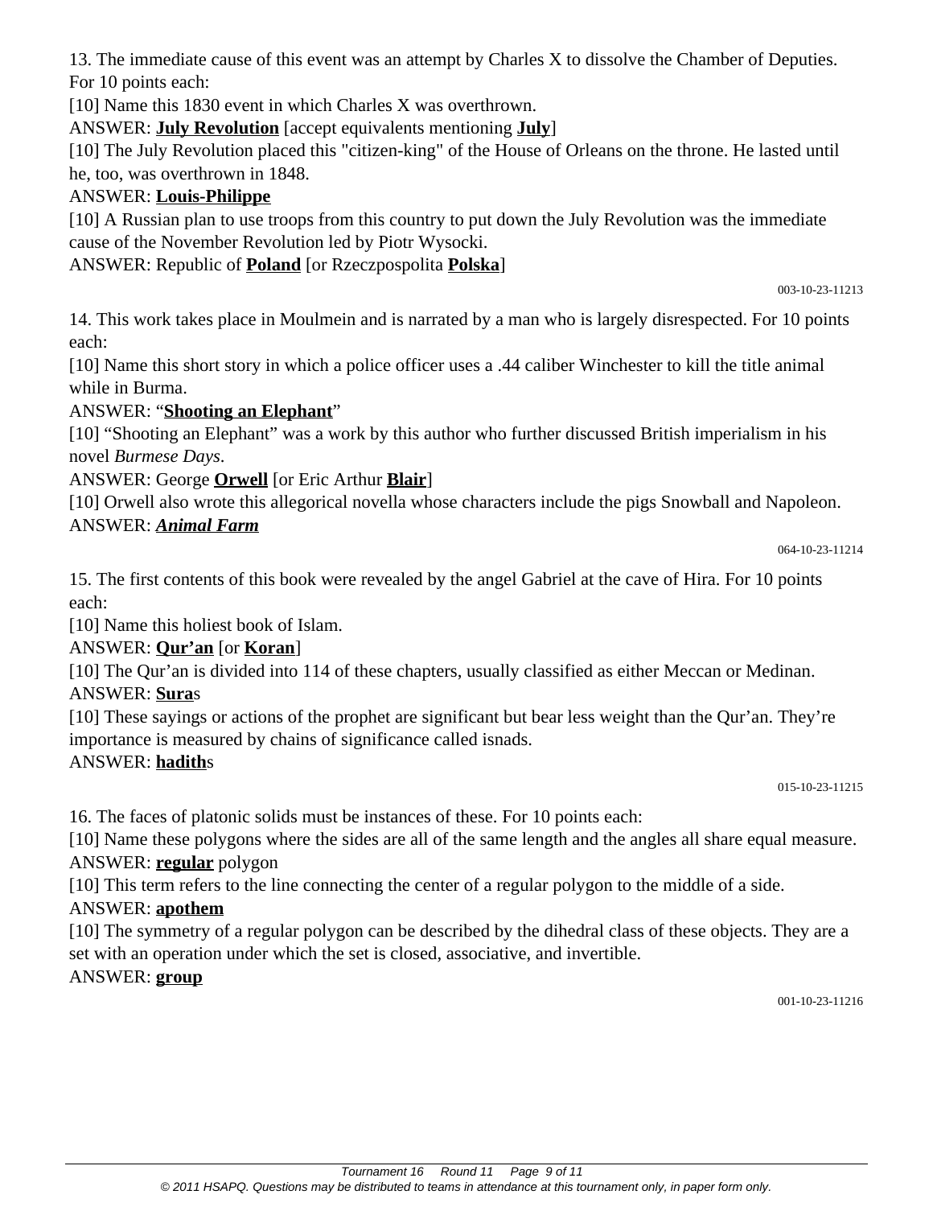13. The immediate cause of this event was an attempt by Charles X to dissolve the Chamber of Deputies. For 10 points each:

[10] Name this 1830 event in which Charles X was overthrown.

ANSWER: **July Revolution** [accept equivalents mentioning **July**]

[10] The July Revolution placed this "citizen-king" of the House of Orleans on the throne. He lasted until he, too, was overthrown in 1848.

ANSWER: **Louis-Philippe**

[10] A Russian plan to use troops from this country to put down the July Revolution was the immediate cause of the November Revolution led by Piotr Wysocki.

ANSWER: Republic of **Poland** [or Rzeczpospolita **Polska**]

003-10-23-11213

14. This work takes place in Moulmein and is narrated by a man who is largely disrespected. For 10 points each:

[10] Name this short story in which a police officer uses a .44 caliber Winchester to kill the title animal while in Burma.

ANSWER: "**Shooting an Elephant**"

[10] "Shooting an Elephant" was a work by this author who further discussed British imperialism in his novel *Burmese Days*.

ANSWER: George **Orwell** [or Eric Arthur **Blair**]

[10] Orwell also wrote this allegorical novella whose characters include the pigs Snowball and Napoleon.

ANSWER: ***Animal Farm***

064-10-23-11214

15. The first contents of this book were revealed by the angel Gabriel at the cave of Hira. For 10 points each:

[10] Name this holiest book of Islam.

ANSWER: **Qur'an** [or **Koran**]

[10] The Qur'an is divided into 114 of these chapters, usually classified as either Meccan or Medinan.

ANSWER: **Sura**s

[10] These sayings or actions of the prophet are significant but bear less weight than the Qur'an. They're importance is measured by chains of significance called isnads.

ANSWER: **hadith**s

015-10-23-11215

16. The faces of platonic solids must be instances of these. For 10 points each:

[10] Name these polygons where the sides are all of the same length and the angles all share equal measure.

ANSWER: **regular** polygon

[10] This term refers to the line connecting the center of a regular polygon to the middle of a side.

ANSWER: **apothem**

[10] The symmetry of a regular polygon can be described by the dihedral class of these objects. They are a set with an operation under which the set is closed, associative, and invertible.

ANSWER: **group**

001-10-23-11216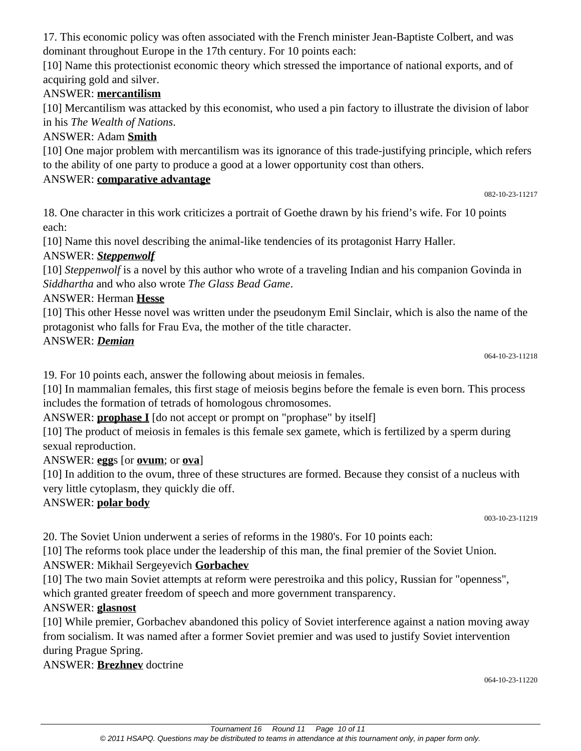17. This economic policy was often associated with the French minister Jean-Baptiste Colbert, and was dominant throughout Europe in the 17th century. For 10 points each:

[10] Name this protectionist economic theory which stressed the importance of national exports, and of acquiring gold and silver.

ANSWER: **mercantilism**

[10] Mercantilism was attacked by this economist, who used a pin factory to illustrate the division of labor in his *The Wealth of Nations*.

ANSWER: Adam **Smith**

[10] One major problem with mercantilism was its ignorance of this trade-justifying principle, which refers to the ability of one party to produce a good at a lower opportunity cost than others.

ANSWER: **comparative advantage**

082-10-23-11217

18. One character in this work criticizes a portrait of Goethe drawn by his friend's wife. For 10 points each:

[10] Name this novel describing the animal-like tendencies of its protagonist Harry Haller.

ANSWER: ***Steppenwolf***

[10] *Steppenwolf* is a novel by this author who wrote of a traveling Indian and his companion Govinda in *Siddhartha* and who also wrote *The Glass Bead Game*.

ANSWER: Herman **Hesse**

[10] This other Hesse novel was written under the pseudonym Emil Sinclair, which is also the name of the protagonist who falls for Frau Eva, the mother of the title character.

ANSWER: ***Demian***

064-10-23-11218

19. For 10 points each, answer the following about meiosis in females.

[10] In mammalian females, this first stage of meiosis begins before the female is even born. This process includes the formation of tetrads of homologous chromosomes.

ANSWER: **prophase I** [do not accept or prompt on "prophase" by itself]

[10] The product of meiosis in females is this female sex gamete, which is fertilized by a sperm during sexual reproduction.

ANSWER: **egg**s [or **ovum**; or **ova**]

[10] In addition to the ovum, three of these structures are formed. Because they consist of a nucleus with very little cytoplasm, they quickly die off.

ANSWER: **polar body**

003-10-23-11219

20. The Soviet Union underwent a series of reforms in the 1980's. For 10 points each:

[10] The reforms took place under the leadership of this man, the final premier of the Soviet Union.

ANSWER: Mikhail Sergeyevich **Gorbachev**

[10] The two main Soviet attempts at reform were perestroika and this policy, Russian for "openness", which granted greater freedom of speech and more government transparency.

ANSWER: **glasnost**

[10] While premier, Gorbachev abandoned this policy of Soviet interference against a nation moving away from socialism. It was named after a former Soviet premier and was used to justify Soviet intervention during Prague Spring.

ANSWER: **Brezhnev** doctrine

064-10-23-11220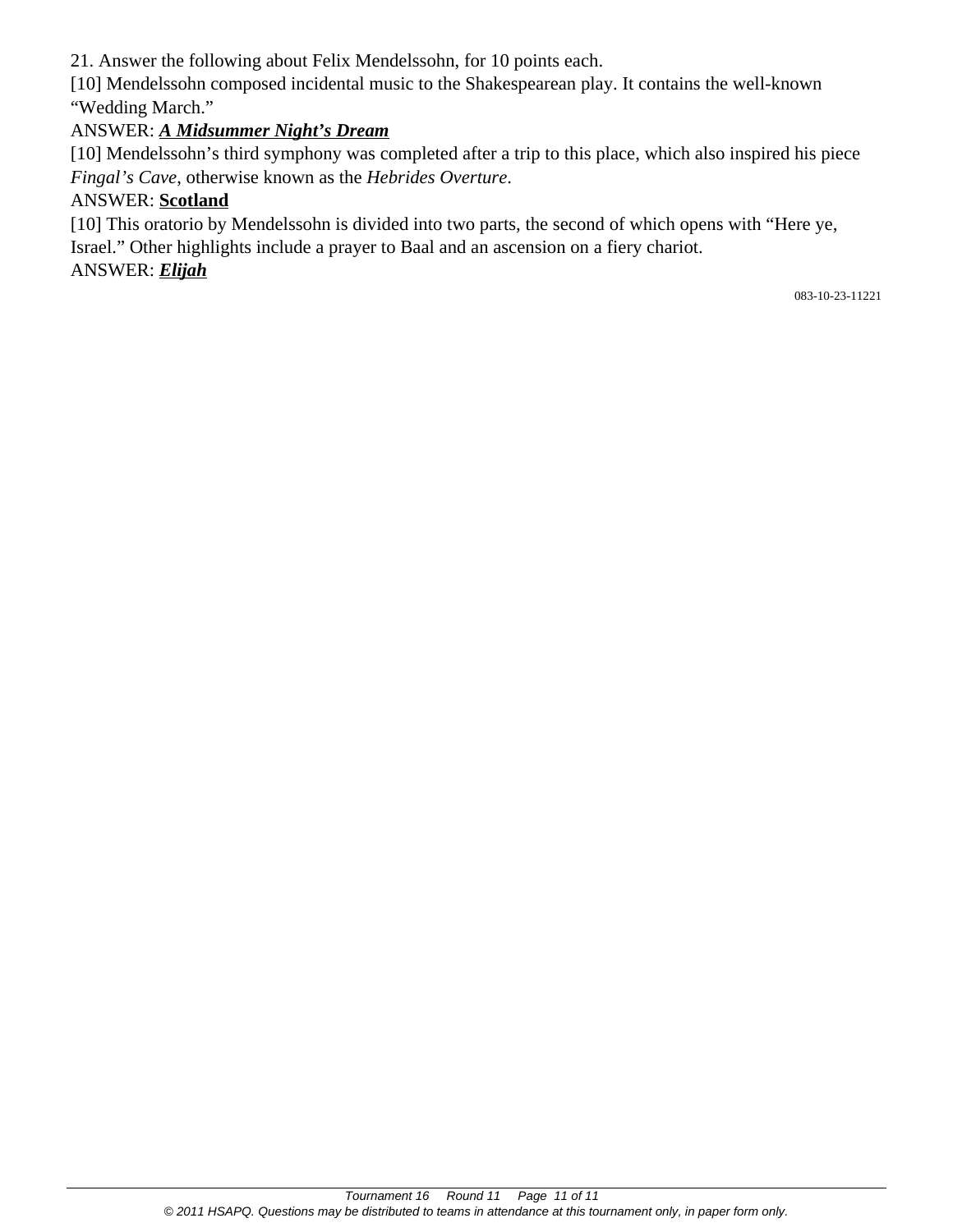21. Answer the following about Felix Mendelssohn, for 10 points each.

[10] Mendelssohn composed incidental music to the Shakespearean play. It contains the well-known "Wedding March."

ANSWER: ***A Midsummer Night's Dream***

[10] Mendelssohn's third symphony was completed after a trip to this place, which also inspired his piece *Fingal's Cave*, otherwise known as the *Hebrides Overture*.

ANSWER: **Scotland**

[10] This oratorio by Mendelssohn is divided into two parts, the second of which opens with "Here ye, Israel." Other highlights include a prayer to Baal and an ascension on a fiery chariot.

ANSWER: ***Elijah***

083-10-23-11221